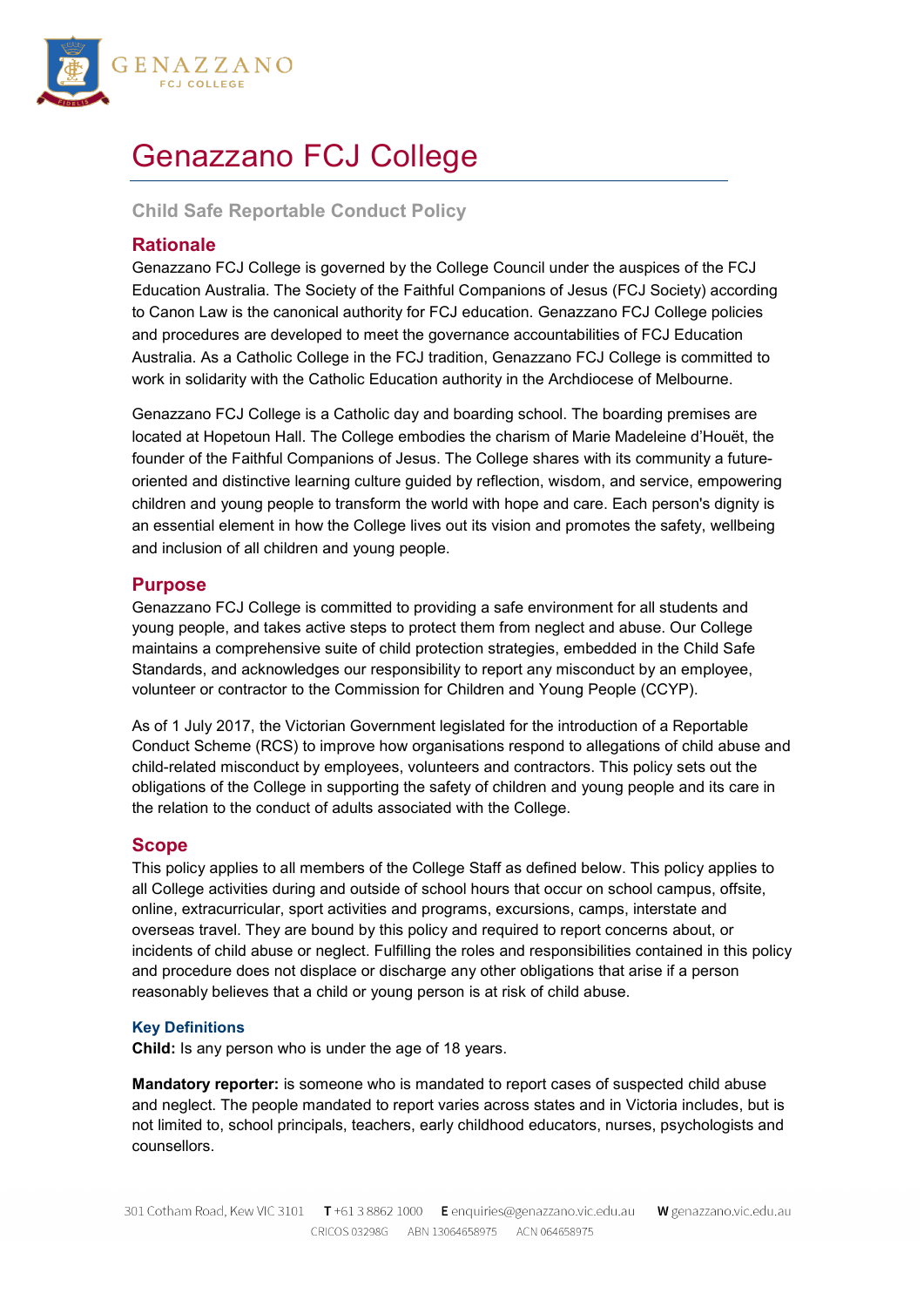# Genazzano FCJ College

## Child Safe Reportable Conduct Policy

## Rationale

Genazzano FCJ College is governed by the College Council under the auspices of the FCJ Education Australia. The Society of the Faithful Companions of Jesus (FCJ Society) according to Canon Law is the canonical authority for FCJ education. Genazzano FCJ College policies and procedures are developed to meet the governance accountabilities of FCJ Education Australia. As a Catholic College in the FCJ tradition, Genazzano FCJ College is committed to work in solidarity with the Catholic Education authority in the Archdiocese of Melbourne.

Genazzano FCJ College is a Catholic day and boarding school. The boarding premises are located at Hopetoun Hall. The College embodies the charism of Marie Madeleine d'Houët, the founder of the Faithful Companions of Jesus. The College shares with its community a future-oriented and distinctive learning culture guided by reflection, wisdom, and service, empowering children and young people to transform the world with hope and care. Each person's dignity is an essential element in how the College lives out its vision and promotes the safety, wellbeing and inclusion of all children and young people.

## Purpose

Genazzano FCJ College is committed to providing a safe environment for all students and young people, and takes active steps to protect them from neglect and abuse. Our College maintains a comprehensive suite of child protection strategies, embedded in the Child Safe Standards, and acknowledges our responsibility to report any misconduct by an employee, volunteer or contractor to the Commission for Children and Young People (CCYP).

As of 1 July 2017, the Victorian Government legislated for the introduction of a Reportable Conduct Scheme (RCS) to improve how organisations respond to allegations of child abuse and child-related misconduct by employees, volunteers and contractors. This policy sets out the obligations of the College in supporting the safety of children and young people and its care in the relation to the conduct of adults associated with the College.

## Scope

This policy applies to all members of the College Staff as defined below. This policy applies to all College activities during and outside of school hours that occur on school campus, offsite, online, extracurricular, sport activities and programs, excursions, camps, interstate and overseas travel. They are bound by this policy and required to report concerns about, or incidents of child abuse or neglect. Fulfilling the roles and responsibilities contained in this policy and procedure does not displace or discharge any other obligations that arise if a person reasonably believes that a child or young person is at risk of child abuse.

### Key Definitions

**Child:** Is any person who is under the age of 18 years.

**Mandatory reporter:** is someone who is mandated to report cases of suspected child abuse and neglect. The people mandated to report varies across states and in Victoria includes, but is not limited to, school principals, teachers, early childhood educators, nurses, psychologists and counsellors.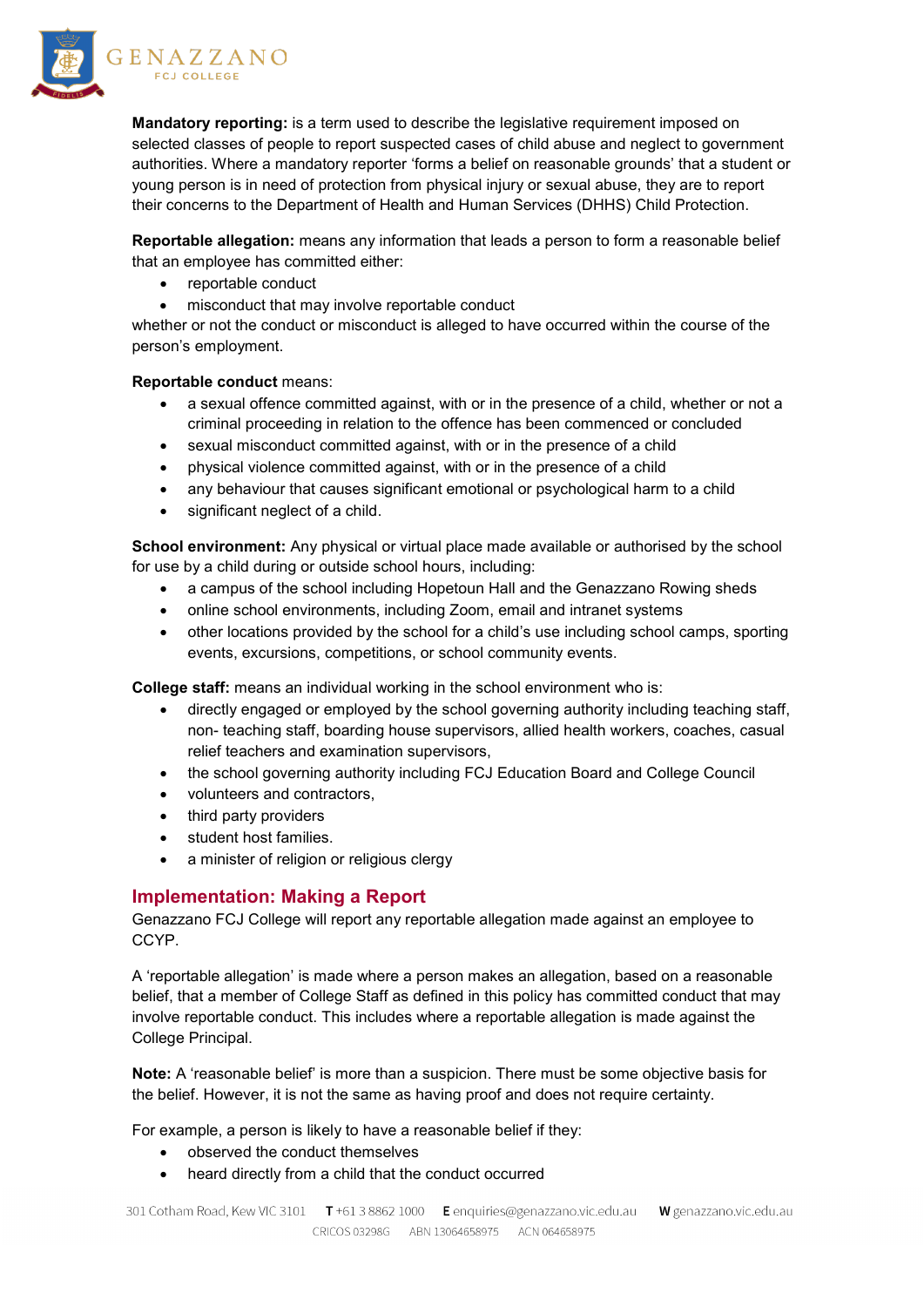**Mandatory reporting:** is a term used to describe the legislative requirement imposed on selected classes of people to report suspected cases of child abuse and neglect to government authorities. Where a mandatory reporter 'forms a belief on reasonable grounds' that a student or young person is in need of protection from physical injury or sexual abuse, they are to report their concerns to the Department of Health and Human Services (DHHS) Child Protection.

**Reportable allegation:** means any information that leads a person to form a reasonable belief that an employee has committed either:

- reportable conduct
- misconduct that may involve reportable conduct

whether or not the conduct or misconduct is alleged to have occurred within the course of the person's employment.

**Reportable conduct** means:

- a sexual offence committed against, with or in the presence of a child, whether or not a criminal proceeding in relation to the offence has been commenced or concluded
- sexual misconduct committed against, with or in the presence of a child
- physical violence committed against, with or in the presence of a child
- any behaviour that causes significant emotional or psychological harm to a child
- significant neglect of a child.

**School environment:** Any physical or virtual place made available or authorised by the school for use by a child during or outside school hours, including:

- a campus of the school including Hopetoun Hall and the Genazzano Rowing sheds
- online school environments, including Zoom, email and intranet systems
- other locations provided by the school for a child's use including school camps, sporting events, excursions, competitions, or school community events.

**College staff:** means an individual working in the school environment who is:

- directly engaged or employed by the school governing authority including teaching staff, non- teaching staff, boarding house supervisors, allied health workers, coaches, casual relief teachers and examination supervisors,
- the school governing authority including FCJ Education Board and College Council
- volunteers and contractors,
- third party providers
- student host families.
- a minister of religion or religious clergy

## Implementation: Making a Report

Genazzano FCJ College will report any reportable allegation made against an employee to CCYP.

A 'reportable allegation' is made where a person makes an allegation, based on a reasonable belief, that a member of College Staff as defined in this policy has committed conduct that may involve reportable conduct. This includes where a reportable allegation is made against the College Principal.

**Note:** A 'reasonable belief' is more than a suspicion. There must be some objective basis for the belief. However, it is not the same as having proof and does not require certainty.

For example, a person is likely to have a reasonable belief if they:

- observed the conduct themselves
- heard directly from a child that the conduct occurred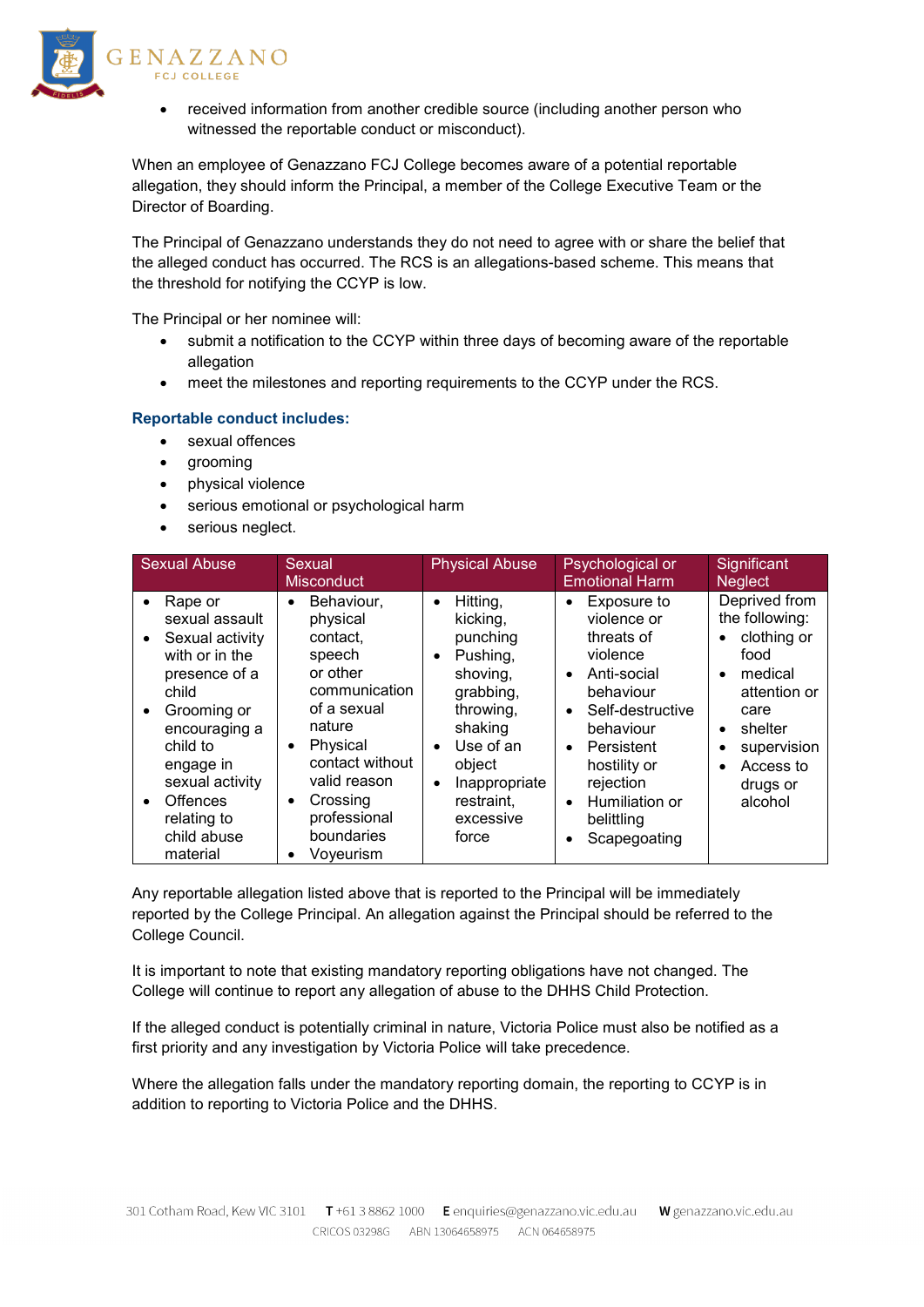- received information from another credible source (including another person who witnessed the reportable conduct or misconduct).

When an employee of Genazzano FCJ College becomes aware of a potential reportable allegation, they should inform the Principal, a member of the College Executive Team or the Director of Boarding.

The Principal of Genazzano understands they do not need to agree with or share the belief that the alleged conduct has occurred. The RCS is an allegations-based scheme. This means that the threshold for notifying the CCYP is low.

The Principal or her nominee will:

- submit a notification to the CCYP within three days of becoming aware of the reportable allegation
- meet the milestones and reporting requirements to the CCYP under the RCS.

### Reportable conduct includes:

- sexual offences
- grooming
- physical violence
- serious emotional or psychological harm
- serious neglect.

| Sexual Abuse | Sexual Misconduct | Physical Abuse | Psychological or Emotional Harm | Significant Neglect |
|---|---|---|---|---|
| • Rape or sexual assault<br>• Sexual activity with or in the presence of a child<br>• Grooming or encouraging a child to engage in sexual activity<br>• Offences relating to child abuse material | • Behaviour, physical contact, speech or other communication of a sexual nature<br>• Physical contact without valid reason<br>• Crossing professional boundaries<br>• Voyeurism | • Hitting, kicking, punching<br>• Pushing, shoving, grabbing, throwing, shaking<br>• Use of an object<br>• Inappropriate restraint, excessive force | • Exposure to violence or threats of violence<br>• Anti-social behaviour<br>• Self-destructive behaviour<br>• Persistent hostility or rejection<br>• Humiliation or belittling<br>• Scapegoating | Deprived from the following:<br>• clothing or food<br>• medical attention or care<br>• shelter<br>• supervision<br>• Access to drugs or alcohol |

Any reportable allegation listed above that is reported to the Principal will be immediately reported by the College Principal. An allegation against the Principal should be referred to the College Council.

It is important to note that existing mandatory reporting obligations have not changed. The College will continue to report any allegation of abuse to the DHHS Child Protection.

If the alleged conduct is potentially criminal in nature, Victoria Police must also be notified as a first priority and any investigation by Victoria Police will take precedence.

Where the allegation falls under the mandatory reporting domain, the reporting to CCYP is in addition to reporting to Victoria Police and the DHHS.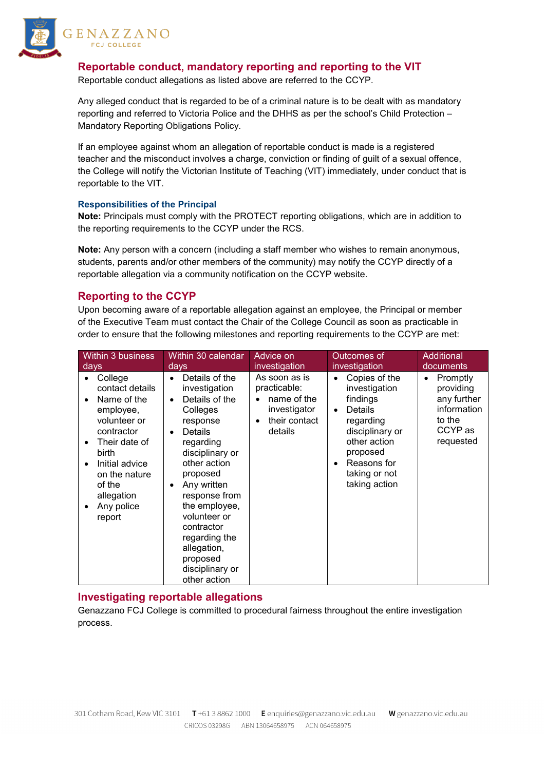## Reportable conduct, mandatory reporting and reporting to the VIT

Reportable conduct allegations as listed above are referred to the CCYP.

Any alleged conduct that is regarded to be of a criminal nature is to be dealt with as mandatory reporting and referred to Victoria Police and the DHHS as per the school's Child Protection – Mandatory Reporting Obligations Policy.

If an employee against whom an allegation of reportable conduct is made is a registered teacher and the misconduct involves a charge, conviction or finding of guilt of a sexual offence, the College will notify the Victorian Institute of Teaching (VIT) immediately, under conduct that is reportable to the VIT.

### Responsibilities of the Principal

**Note:** Principals must comply with the PROTECT reporting obligations, which are in addition to the reporting requirements to the CCYP under the RCS.

**Note:** Any person with a concern (including a staff member who wishes to remain anonymous, students, parents and/or other members of the community) may notify the CCYP directly of a reportable allegation via a community notification on the CCYP website.

## Reporting to the CCYP

Upon becoming aware of a reportable allegation against an employee, the Principal or member of the Executive Team must contact the Chair of the College Council as soon as practicable in order to ensure that the following milestones and reporting requirements to the CCYP are met:

| Within 3 business days | Within 30 calendar days | Advice on investigation | Outcomes of investigation | Additional documents |
|---|---|---|---|---|
| • College contact details<br>• Name of the employee, volunteer or contractor<br>• Their date of birth<br>• Initial advice on the nature of the allegation<br>• Any police report | • Details of the investigation<br>• Details of the Colleges response<br>• Details regarding disciplinary or other action proposed<br>• Any written response from the employee, volunteer or contractor regarding the allegation, proposed disciplinary or other action | As soon as is practicable:<br>• name of the investigator<br>• their contact details | • Copies of the investigation findings<br>• Details regarding disciplinary or other action proposed<br>• Reasons for taking or not taking action | • Promptly providing any further information to the CCYP as requested |

## Investigating reportable allegations

Genazzano FCJ College is committed to procedural fairness throughout the entire investigation process.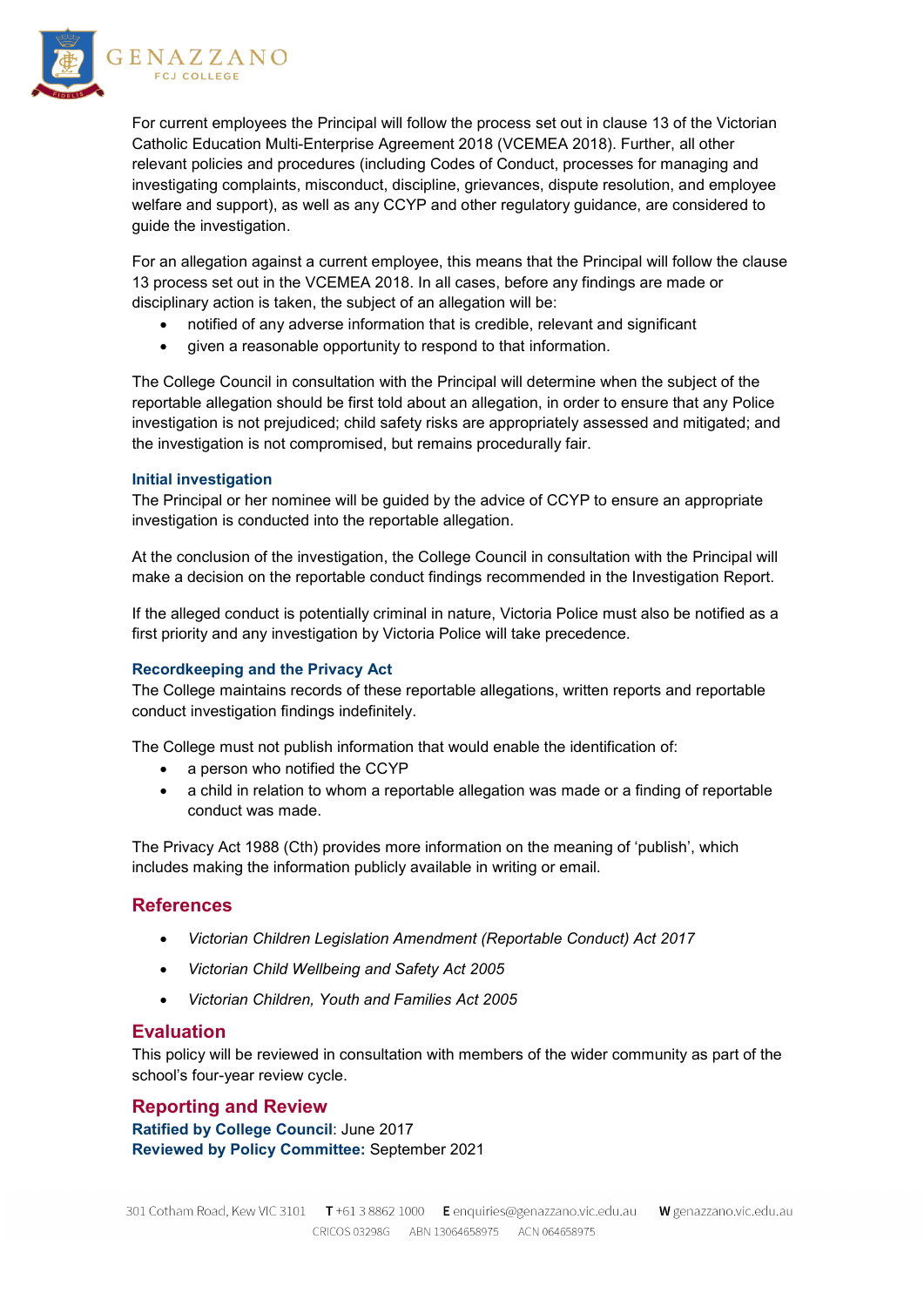For current employees the Principal will follow the process set out in clause 13 of the Victorian Catholic Education Multi-Enterprise Agreement 2018 (VCEMEA 2018). Further, all other relevant policies and procedures (including Codes of Conduct, processes for managing and investigating complaints, misconduct, discipline, grievances, dispute resolution, and employee welfare and support), as well as any CCYP and other regulatory guidance, are considered to guide the investigation.

For an allegation against a current employee, this means that the Principal will follow the clause 13 process set out in the VCEMEA 2018. In all cases, before any findings are made or disciplinary action is taken, the subject of an allegation will be:

- notified of any adverse information that is credible, relevant and significant
- given a reasonable opportunity to respond to that information.

The College Council in consultation with the Principal will determine when the subject of the reportable allegation should be first told about an allegation, in order to ensure that any Police investigation is not prejudiced; child safety risks are appropriately assessed and mitigated; and the investigation is not compromised, but remains procedurally fair.

### Initial investigation

The Principal or her nominee will be guided by the advice of CCYP to ensure an appropriate investigation is conducted into the reportable allegation.

At the conclusion of the investigation, the College Council in consultation with the Principal will make a decision on the reportable conduct findings recommended in the Investigation Report.

If the alleged conduct is potentially criminal in nature, Victoria Police must also be notified as a first priority and any investigation by Victoria Police will take precedence.

### Recordkeeping and the Privacy Act

The College maintains records of these reportable allegations, written reports and reportable conduct investigation findings indefinitely.

The College must not publish information that would enable the identification of:

- a person who notified the CCYP
- a child in relation to whom a reportable allegation was made or a finding of reportable conduct was made.

The Privacy Act 1988 (Cth) provides more information on the meaning of 'publish', which includes making the information publicly available in writing or email.

## References

- *Victorian Children Legislation Amendment (Reportable Conduct) Act 2017*
- *Victorian Child Wellbeing and Safety Act 2005*
- *Victorian Children, Youth and Families Act 2005*

## Evaluation

This policy will be reviewed in consultation with members of the wider community as part of the school's four-year review cycle.

## Reporting and Review

**Ratified by College Council**: June 2017
**Reviewed by Policy Committee:** September 2021